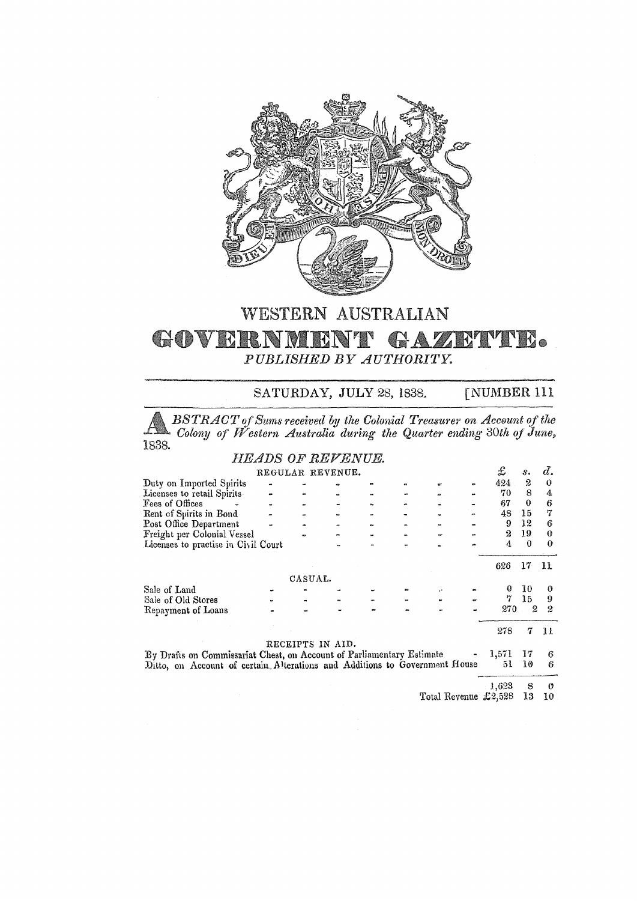# WESTERN AUSTRALIAN

# GOVERNMENT GAZETTE.

*PUBLISHED BY AUTHORITY.*

SATURDAY, JULY 28, 1838. [NUMBER 111

*ABSTRACT of Sums received by the Colonial Treasurer on Account of the Colony of Western Australia during the Quarter ending 30th of June,* 1838.

## *HEADS OF REVENUE.*

| | £ | s. | d. |
|---|---|---|---|
| **REGULAR REVENUE.** | | | |
| Duty on Imported Spirits | 424 | 2 | 0 |
| Licenses to retail Spirits | 70 | 8 | 4 |
| Fees of Offices | 67 | 0 | 6 |
| Rent of Spirits in Bond | 48 | 15 | 7 |
| Post Office Department | 9 | 12 | 6 |
| Freight per Colonial Vessel | 2 | 19 | 0 |
| Licenses to practise in Civil Court | 4 | 0 | 0 |
| | 626 | 17 | 11 |
| **CASUAL.** | | | |
| Sale of Land | 0 | 10 | 0 |
| Sale of Old Stores | 7 | 15 | 9 |
| Repayment of Loans | 270 | 2 | 2 |
| | 278 | 7 | 11 |
| **RECEIPTS IN AID.** | | | |
| By Drafts on Commissariat Chest, on Account of Parliamentary Estimate | 1,571 | 17 | 6 |
| Ditto, on Account of certain Alterations and Additions to Government House | 51 | 10 | 6 |
| | 1,623 | 8 | 0 |
| Total Revenue | £2,528 | 13 | 10 |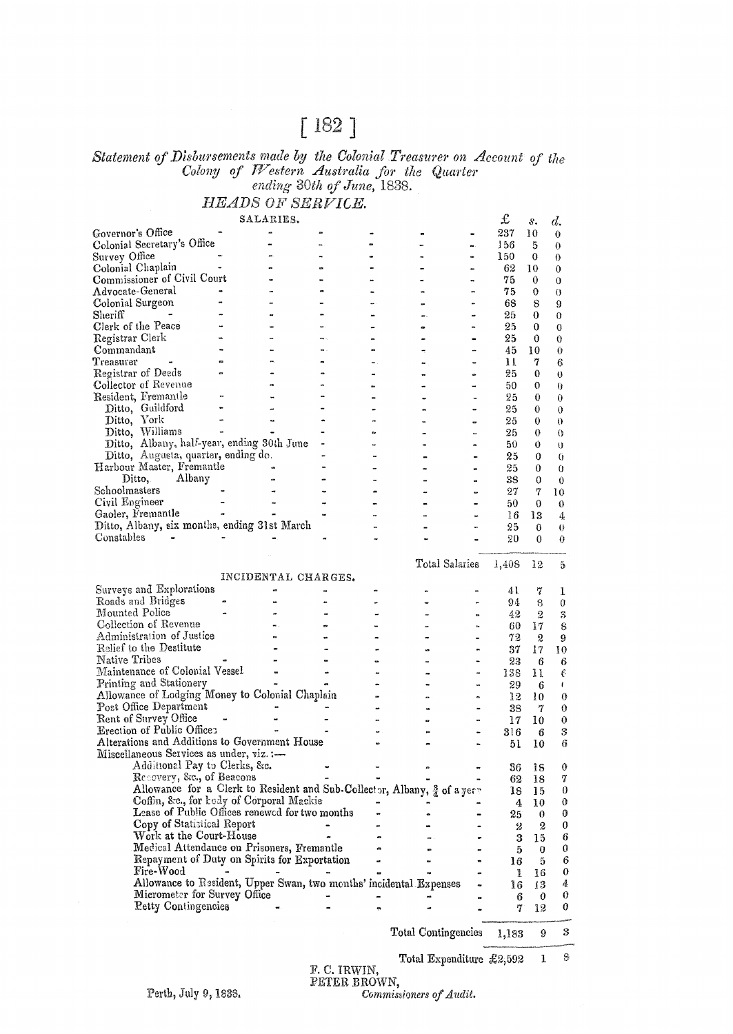*Statement of Disbursements made by the Colonial Treasurer on Account of the Colony of Western Australia for the Quarter ending 30th of June, 1838.*

## *HEADS OF SERVICE.*

| | £ | s. | d. |
|---|---|---|---|
| **SALARIES.** | | | |
| Governor's Office | 237 | 10 | 0 |
| Colonial Secretary's Office | 156 | 5 | 0 |
| Survey Office | 150 | 0 | 0 |
| Colonial Chaplain | 62 | 10 | 0 |
| Commissioner of Civil Court | 75 | 0 | 0 |
| Advocate-General | 75 | 0 | 0 |
| Colonial Surgeon | 68 | 8 | 9 |
| Sheriff | 25 | 0 | 0 |
| Clerk of the Peace | 25 | 0 | 0 |
| Registrar Clerk | 25 | 0 | 0 |
| Commandant | 45 | 10 | 0 |
| Treasurer | 11 | 7 | 6 |
| Registrar of Deeds | 25 | 0 | 0 |
| Collector of Revenue | 50 | 0 | 0 |
| Resident, Fremantle | 25 | 0 | 0 |
| Ditto, Guildford | 25 | 0 | 0 |
| Ditto, York | 25 | 0 | 0 |
| Ditto, Williams | 25 | 0 | 0 |
| Ditto, Albany, half-year, ending 30th June | 50 | 0 | 0 |
| Ditto, Augusta, quarter, ending do. | 25 | 0 | 0 |
| Harbour Master, Fremantle | 25 | 0 | 0 |
| Ditto, Albany | 38 | 0 | 0 |
| Schoolmasters | 27 | 7 | 10 |
| Civil Engineer | 50 | 0 | 0 |
| Gaoler, Fremantle | 16 | 13 | 4 |
| Ditto, Albany, six months, ending 31st March | 25 | 0 | 0 |
| Constables | 20 | 0 | 0 |
| Total Salaries | 1,408 | 12 | 5 |
| **INCIDENTAL CHARGES.** | | | |
| Surveys and Explorations | 41 | 7 | 1 |
| Roads and Bridges | 94 | 8 | 0 |
| Mounted Police | 42 | 2 | 3 |
| Collection of Revenue | 60 | 17 | 8 |
| Administration of Justice | 72 | 2 | 9 |
| Relief to the Destitute | 37 | 17 | 10 |
| Native Tribes | 23 | 6 | 6 |
| Maintenance of Colonial Vessel | 138 | 11 | 6 |
| Printing and Stationery | 29 | 6 | 1 |
| Allowance of Lodging Money to Colonial Chaplain | 12 | 10 | 0 |
| Post Office Department | 38 | 7 | 0 |
| Rent of Survey Office | 17 | 10 | 0 |
| Erection of Public Offices | 316 | 6 | 3 |
| Alterations and Additions to Government House | 51 | 10 | 6 |
| Miscellaneous Services as under, viz.:— | | | |
| Additional Pay to Clerks, &c. | 36 | 18 | 0 |
| Recovery, &c., of Beacons | 62 | 18 | 7 |
| Allowance for a Clerk to Resident and Sub-Collector, Albany, ¾ of a year | 18 | 15 | 0 |
| Coffin, &c., for body of Corporal Mackie | 4 | 10 | 0 |
| Lease of Public Offices renewed for two months | 25 | 0 | 0 |
| Copy of Statistical Report | 2 | 2 | 0 |
| Work at the Court-House | 3 | 15 | 6 |
| Medical Attendance on Prisoners, Fremantle | 5 | 0 | 0 |
| Repayment of Duty on Spirits for Exportation | 16 | 5 | 6 |
| Fire-Wood | 1 | 16 | 0 |
| Allowance to Resident, Upper Swan, two months' incidental Expenses | 16 | 13 | 4 |
| Micrometer for Survey Office | 6 | 0 | 0 |
| Petty Contingencies | 7 | 12 | 0 |
| Total Contingencies | 1,183 | 9 | 3 |
| Total Expenditure | £2,592 | 1 | 8 |

F. C. IRWIN,
PETER BROWN,
*Commissioners of Audit.*

Perth, July 9, 1838.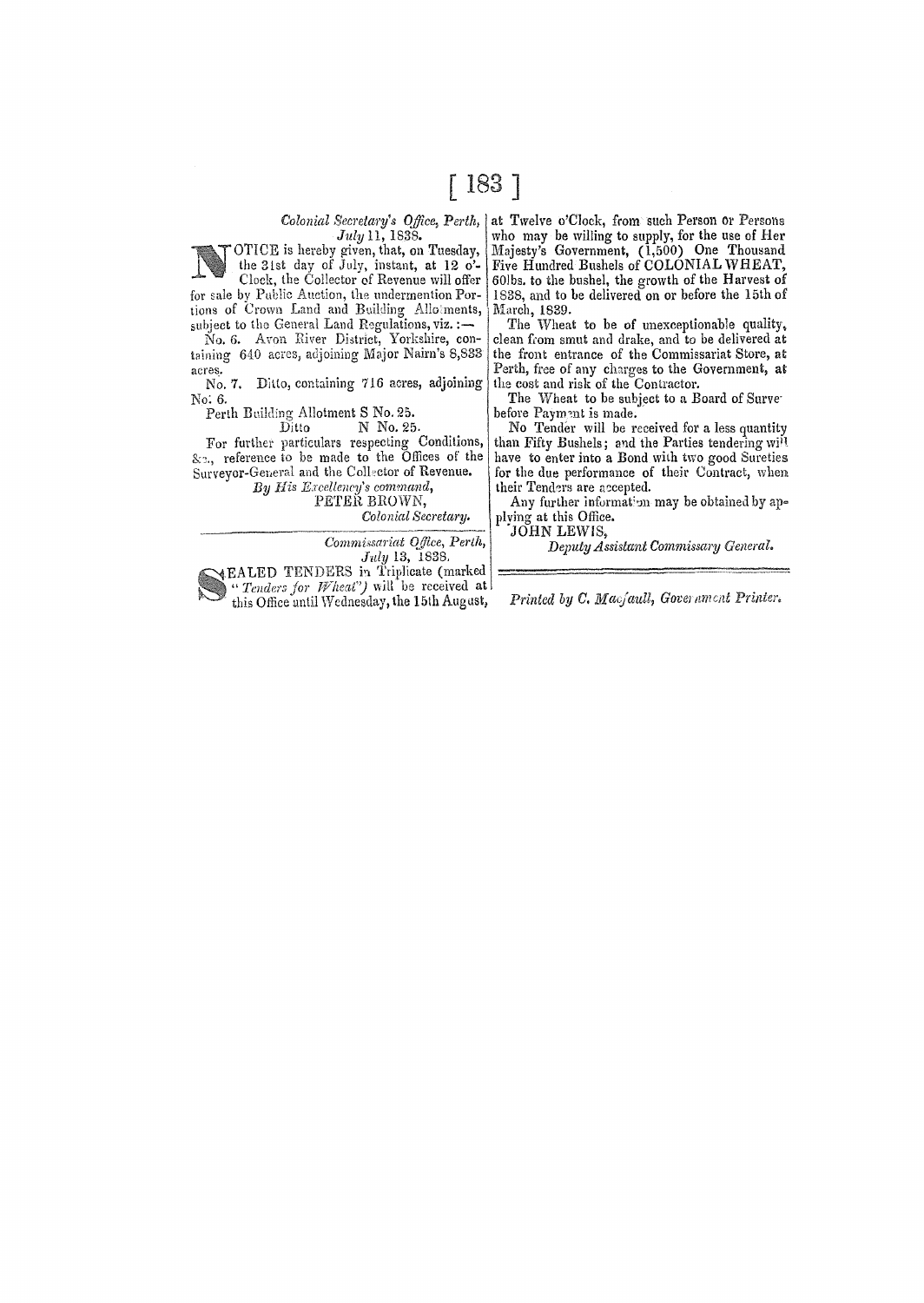*Colonial Secretary's Office, Perth,*
*July* 11, 1838.

NOTICE is hereby given, that, on Tuesday, the 31st day of July, instant, at 12 o'-Clock, the Collector of Revenue will offer for sale by Public Auction, the undermention Portions of Crown Land and Building Allotments, subject to the General Land Regulations, viz. :—

No. 6. Avon River District, Yorkshire, containing 640 acres, adjoining Major Nairn's 8,833 acres.

No. 7. Ditto, containing 716 acres, adjoining No. 6.

Perth Building Allotment S No. 25.
Ditto N No. 25.

For further particulars respecting Conditions, &c., reference to be made to the Offices of the Surveyor-General and the Collector of Revenue.

*By His Excellency's command,*
PETER BROWN,
*Colonial Secretary.*

---

*Commissariat Office, Perth,*
*July* 13, 1838.

SEALED TENDERS in Triplicate (marked "*Tenders for Wheat*") will be received at this Office until Wednesday, the 15th August, at Twelve o'Clock, from such Person or Persons who may be willing to supply, for the use of Her Majesty's Government, (1,500) One Thousand Five Hundred Bushels of COLONIAL WHEAT, 60lbs. to the bushel, the growth of the Harvest of 1838, and to be delivered on or before the 15th of March, 1839.

The Wheat to be of unexceptionable quality, clean from smut and drake, and to be delivered at the front entrance of the Commissariat Store, at Perth, free of any charges to the Government, at the cost and risk of the Contractor.

The Wheat to be subject to a Board of Survey before Payment is made.

No Tender will be received for a less quantity than Fifty Bushels; and the Parties tendering will have to enter into a Bond with two good Sureties for the due performance of their Contract, when their Tenders are accepted.

Any further information may be obtained by applying at this Office.

JOHN LEWIS,
*Deputy Assistant Commissary General.*

---

*Printed by C. Macfaull, Government Printer.*